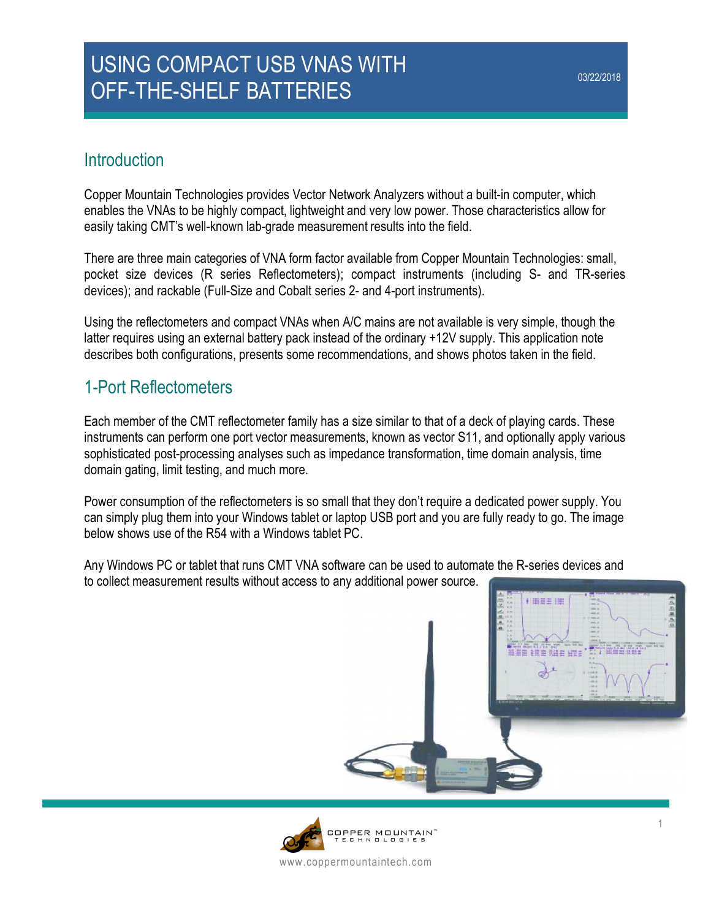# USING COMPACT USB VNAS WITH OFF-THE-SHELF BATTERIES

03/22/2018

## Introduction

Copper Mountain Technologies provides Vector Network Analyzers without a built-in computer, which enables the VNAs to be highly compact, lightweight and very low power. Those characteristics allow for easily taking CMT's well-known lab-grade measurement results into the field.

There are three main categories of VNA form factor available from Copper Mountain Technologies: small, pocket size devices (R series Reflectometers); compact instruments (including S- and TR-series devices); and rackable (Full-Size and Cobalt series 2- and 4-port instruments).

Using the reflectometers and compact VNAs when A/C mains are not available is very simple, though the latter requires using an external battery pack instead of the ordinary +12V supply. This application note describes both configurations, presents some recommendations, and shows photos taken in the field.

## 1-Port Reflectometers

Each member of the CMT reflectometer family has a size similar to that of a deck of playing cards. These instruments can perform one port vector measurements, known as vector S11, and optionally apply various sophisticated post-processing analyses such as impedance transformation, time domain analysis, time domain gating, limit testing, and much more.

Power consumption of the reflectometers is so small that they don't require a dedicated power supply. You can simply plug them into your Windows tablet or laptop USB port and you are fully ready to go. The image below shows use of the R54 with a Windows tablet PC.

Any Windows PC or tablet that runs CMT VNA software can be used to automate the R-series devices and to collect measurement results without access to any additional power source.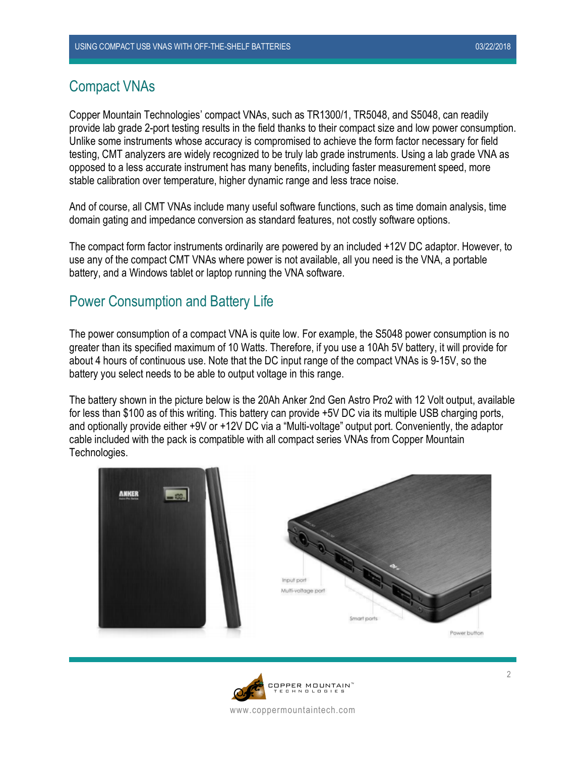## Compact VNAs

Copper Mountain Technologies' compact VNAs, such as TR1300/1, TR5048, and S5048, can readily provide lab grade 2-port testing results in the field thanks to their compact size and low power consumption. Unlike some instruments whose accuracy is compromised to achieve the form factor necessary for field testing, CMT analyzers are widely recognized to be truly lab grade instruments. Using a lab grade VNA as opposed to a less accurate instrument has many benefits, including faster measurement speed, more stable calibration over temperature, higher dynamic range and less trace noise.

And of course, all CMT VNAs include many useful software functions, such as time domain analysis, time domain gating and impedance conversion as standard features, not costly software options.

The compact form factor instruments ordinarily are powered by an included +12V DC adaptor. However, to use any of the compact CMT VNAs where power is not available, all you need is the VNA, a portable battery, and a Windows tablet or laptop running the VNA software.

## Power Consumption and Battery Life

The power consumption of a compact VNA is quite low. For example, the S5048 power consumption is no greater than its specified maximum of 10 Watts. Therefore, if you use a 10Ah 5V battery, it will provide for about 4 hours of continuous use. Note that the DC input range of the compact VNAs is 9-15V, so the battery you select needs to be able to output voltage in this range.

The battery shown in the picture below is the 20Ah Anker 2nd Gen Astro Pro2 with 12 Volt output, available for less than $100 as of this writing. This battery can provide +5V DC via its multiple USB charging ports, and optionally provide either +9V or +12V DC via a "Multi-voltage" output port. Conveniently, the adaptor cable included with the pack is compatible with all compact series VNAs from Copper Mountain Technologies.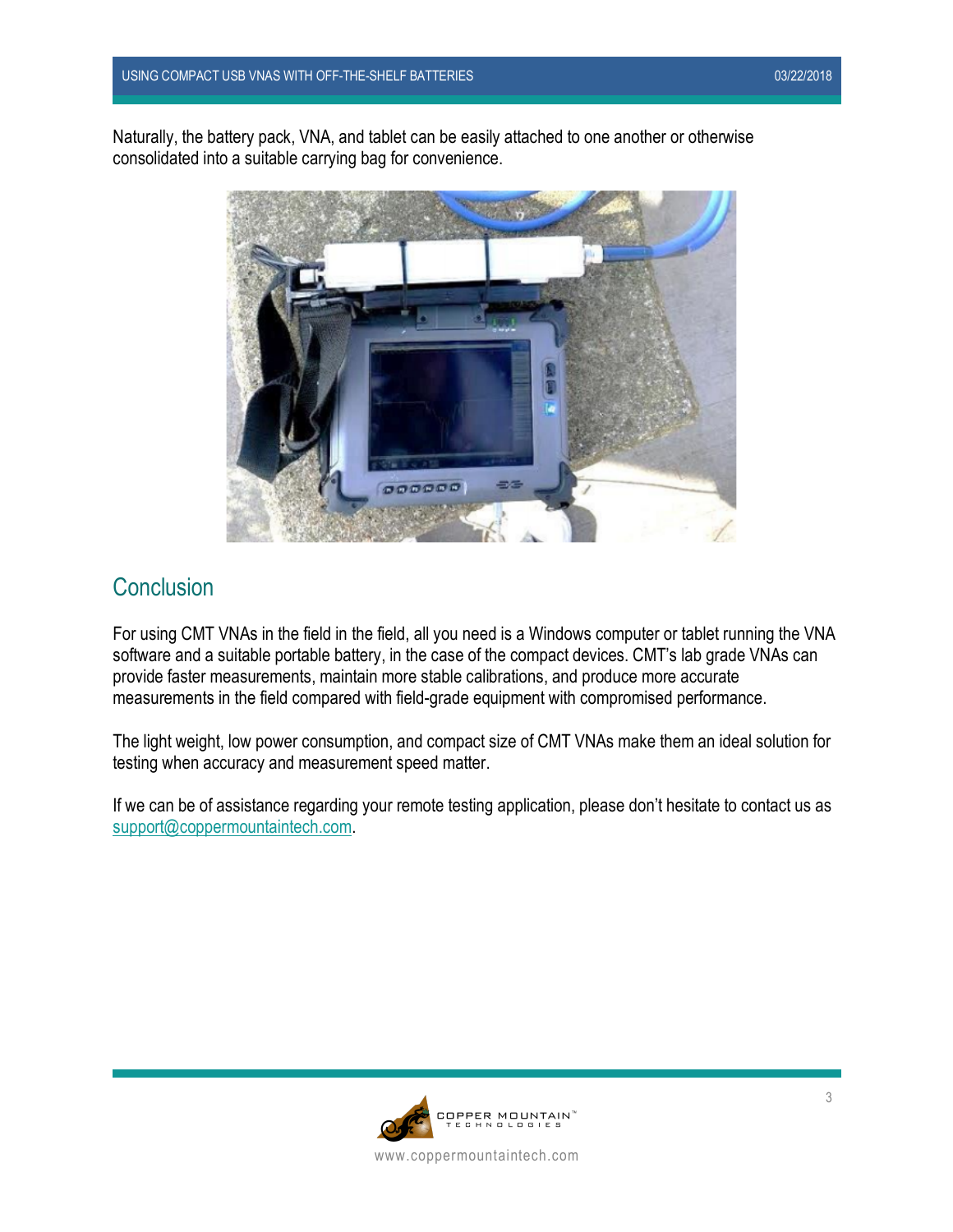Naturally, the battery pack, VNA, and tablet can be easily attached to one another or otherwise consolidated into a suitable carrying bag for convenience.

## Conclusion

For using CMT VNAs in the field in the field, all you need is a Windows computer or tablet running the VNA software and a suitable portable battery, in the case of the compact devices. CMT's lab grade VNAs can provide faster measurements, maintain more stable calibrations, and produce more accurate measurements in the field compared with field-grade equipment with compromised performance.

The light weight, low power consumption, and compact size of CMT VNAs make them an ideal solution for testing when accuracy and measurement speed matter.

If we can be of assistance regarding your remote testing application, please don't hesitate to contact us as support@coppermountaintech.com.